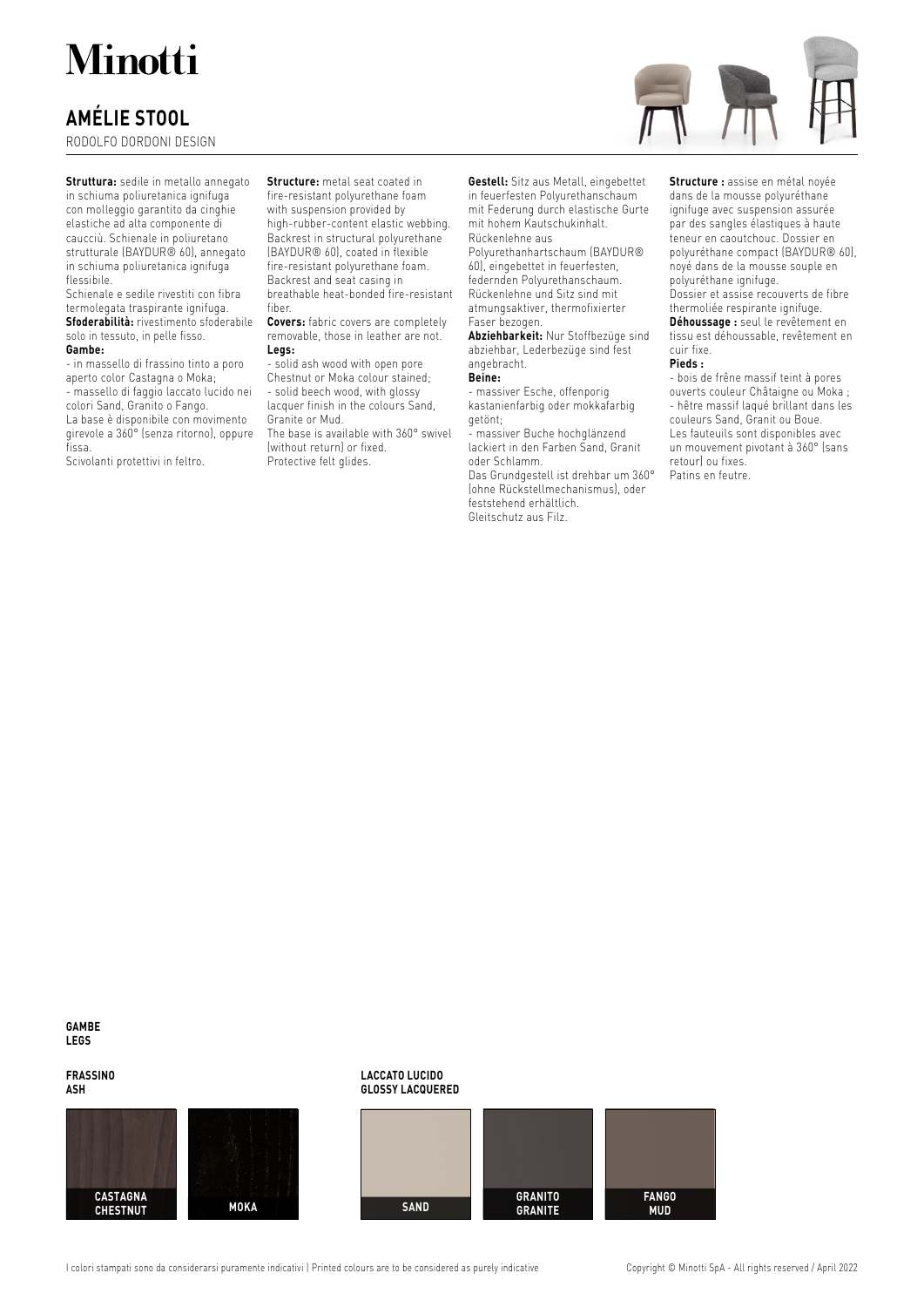# Minotti

## AMÉLIE STOOL

RODOLFO DORDONI DESIGN

**Struttura:** sedile in metallo annegato in schiuma poliuretanica ignifuga con molleggio garantito da cinghie elastiche ad alta componente di caucciù. Schienale in poliuretano strutturale (BAYDUR® 60), annegato in schiuma poliuretanica ignifuga flessibile.
Schienale e sedile rivestiti con fibra termolegata traspirante ignifuga.
**Sfoderabilità:** rivestimento sfoderabile solo in tessuto, in pelle fisso.
**Gambe:**
- in massello di frassino tinto a poro aperto color Castagna o Moka;
- massello di faggio laccato lucido nei colori Sand, Granito o Fango.
La base è disponibile con movimento girevole a 360° (senza ritorno), oppure fissa.
Scivolanti protettivi in feltro.

**Structure:** metal seat coated in fire-resistant polyurethane foam with suspension provided by high-rubber-content elastic webbing. Backrest in structural polyurethane (BAYDUR® 60), coated in flexible fire-resistant polyurethane foam. Backrest and seat casing in breathable heat-bonded fire-resistant fiber.
**Covers:** fabric covers are completely removable, those in leather are not.
**Legs:**
- solid ash wood with open pore Chestnut or Moka colour stained;
- solid beech wood, with glossy lacquer finish in the colours Sand, Granite or Mud.
The base is available with 360° swivel (without return) or fixed.
Protective felt glides.

**Gestell:** Sitz aus Metall, eingebettet in feuerfesten Polyurethanschaum mit Federung durch elastische Gurte mit hohem Kautschukinhalt. Rückenlehne aus Polyurethanhartschaum (BAYDUR® 60), eingebettet in feuerfesten, federnden Polyurethanschaum. Rückenlehne und Sitz sind mit atmungsaktiver, thermofixierter Faser bezogen.
**Abziehbarkeit:** Nur Stoffbezüge sind abziehbar, Lederbezüge sind fest angebracht.
**Beine:**
- massiver Esche, offenporig kastanienfarbig oder mokkafarbig getönt;
- massiver Buche hochglänzend lackiert in den Farben Sand, Granit oder Schlamm.
Das Grundgestell ist drehbar um 360° (ohne Rückstellmechanismus), oder feststehend erhältlich.
Gleitschutz aus Filz.

**Structure :** assise en métal noyée dans de la mousse polyuréthane ignifuge avec suspension assurée par des sangles élastiques à haute teneur en caoutchouc. Dossier en polyuréthane compact (BAYDUR® 60), noyé dans de la mousse souple en polyuréthane ignifuge.
Dossier et assise recouverts de fibre thermoliée respirante ignifuge.
**Déhoussage :** seul le revêtement en tissu est déhoussable, revêtement en cuir fixe.
**Pieds :**
- bois de frêne massif teint à pores ouverts couleur Châtaigne ou Moka ;
- hêtre massif laqué brillant dans les couleurs Sand, Granit ou Boue.
Les fauteuils sont disponibles avec un mouvement pivotant à 360° (sans retour) ou fixes.
Patins en feutre.

**GAMBE**
**LEGS**

**FRASSINO**
**ASH**

CASTAGNA
CHESTNUT

MOKA

**LACCATO LUCIDO**
**GLOSSY LACQUERED**

SAND

GRANITO
GRANITE

FANGO
MUD

I colori stampati sono da considerarsi puramente indicativi | Printed colours are to be considered as purely indicative

Copyright © Minotti SpA - All rights reserved / April 2022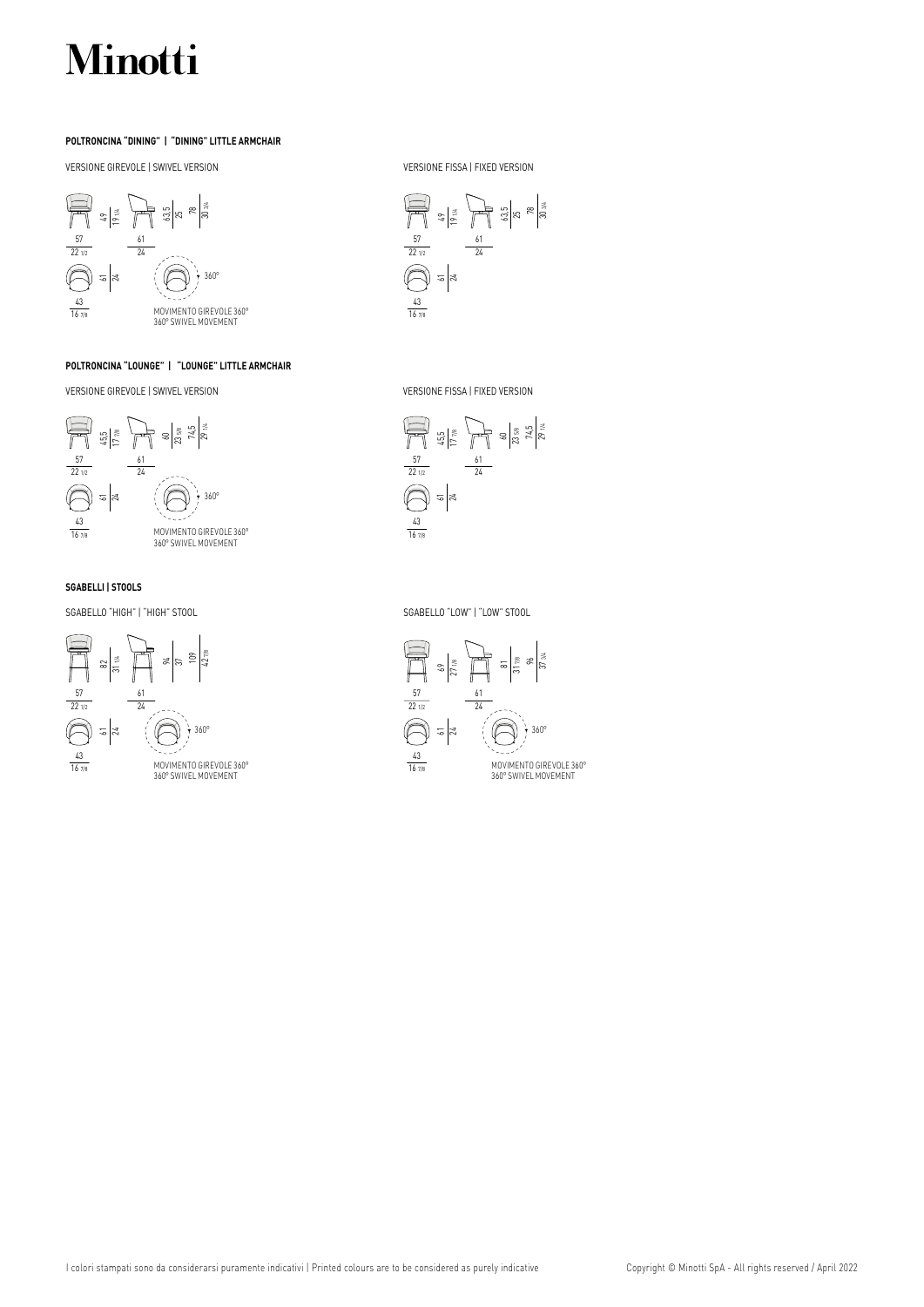# Minotti

**POLTRONCINA "DINING" | "DINING" LITTLE ARMCHAIR**

VERSIONE GIREVOLE | SWIVEL VERSION

49
19 1/4
63,5
25
78
30 3/4
57
22 1/2
61
24
61
24
43
16 7/8
360°
MOVIMENTO GIREVOLE 360°
360° SWIVEL MOVEMENT

VERSIONE FISSA | FIXED VERSION

49
19 1/4
63,5
25
78
30 3/4
57
22 1/2
61
24
61
24
43
16 7/8

**POLTRONCINA "LOUNGE" | "LOUNGE" LITTLE ARMCHAIR**

VERSIONE GIREVOLE | SWIVEL VERSION

45,5
17 7/8
60
23 5/8
74,5
29 1/4
57
22 1/2
61
24
61
24
43
16 7/8
360°
MOVIMENTO GIREVOLE 360°
360° SWIVEL MOVEMENT

VERSIONE FISSA | FIXED VERSION

45,5
17 7/8
60
23 5/8
74,5
29 1/4
57
22 1/2
61
24
61
24
43
16 7/8

**SGABELLI | STOOLS**

SGABELLO "HIGH" | "HIGH" STOOL

82
31 1/4
94
37
109
42 7/8
57
22 1/2
61
24
61
24
43
16 7/8
360°
MOVIMENTO GIREVOLE 360°
360° SWIVEL MOVEMENT

SGABELLO "LOW" | "LOW" STOOL

69
27 1/8
81
31 7/8
96
37 3/4
57
22 1/2
61
24
61
24
43
16 7/8
360°
MOVIMENTO GIREVOLE 360°
360° SWIVEL MOVEMENT

I colori stampati sono da considerarsi puramente indicativi | Printed colours are to be considered as purely indicative

Copyright © Minotti SpA - All rights reserved / April 2022